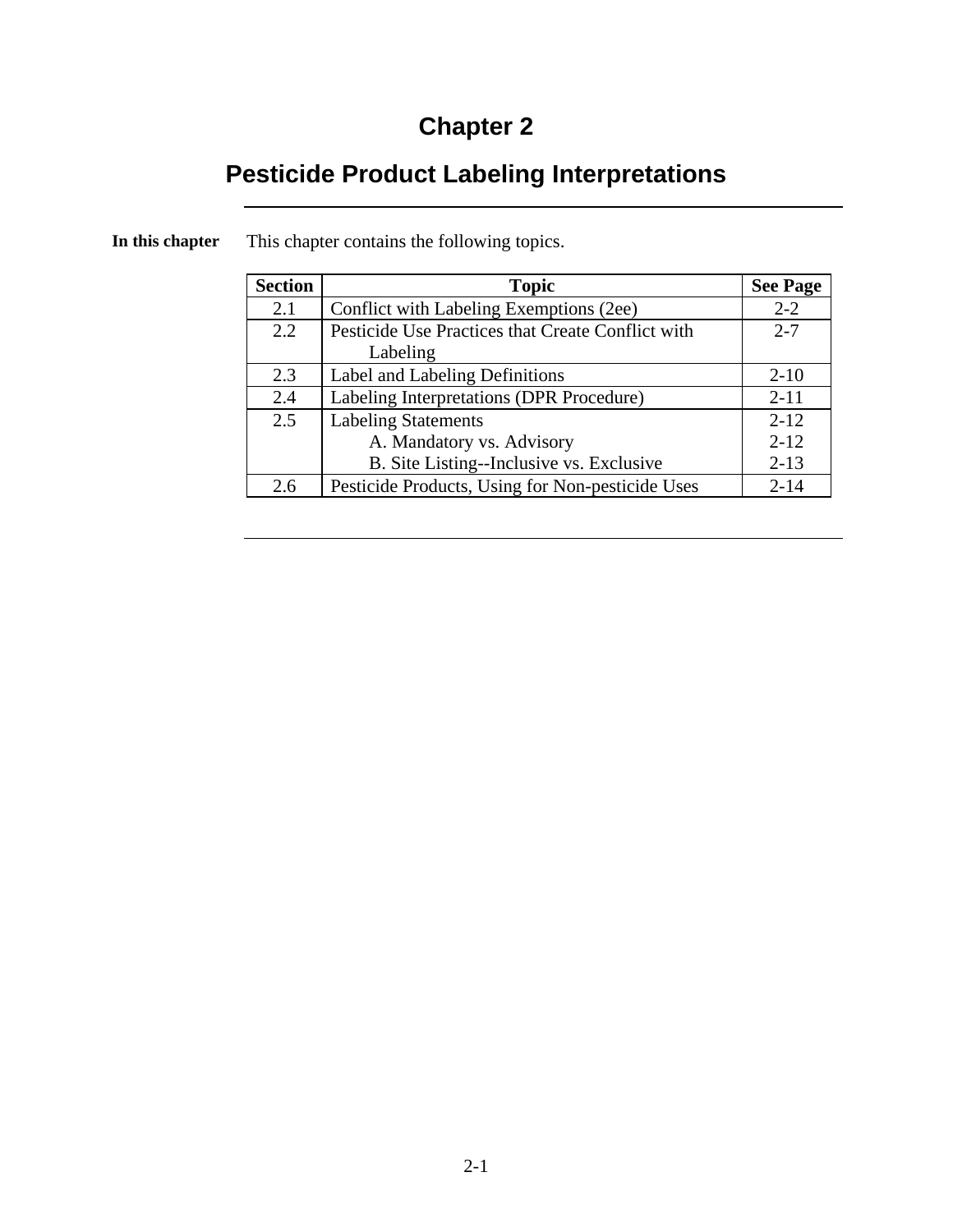# Chapter 2

## Pesticide Product Labeling Interpretations

**In this chapter**

This chapter contains the following topics.

| Section | Topic | See Page |
|---|---|---|
| 2.1 | Conflict with Labeling Exemptions (2ee) | 2-2 |
| 2.2 | Pesticide Use Practices that Create Conflict with Labeling | 2-7 |
| 2.3 | Label and Labeling Definitions | 2-10 |
| 2.4 | Labeling Interpretations (DPR Procedure) | 2-11 |
| 2.5 | Labeling Statements<br>A. Mandatory vs. Advisory<br>B. Site Listing--Inclusive vs. Exclusive | 2-12<br>2-12<br>2-13 |
| 2.6 | Pesticide Products, Using for Non-pesticide Uses | 2-14 |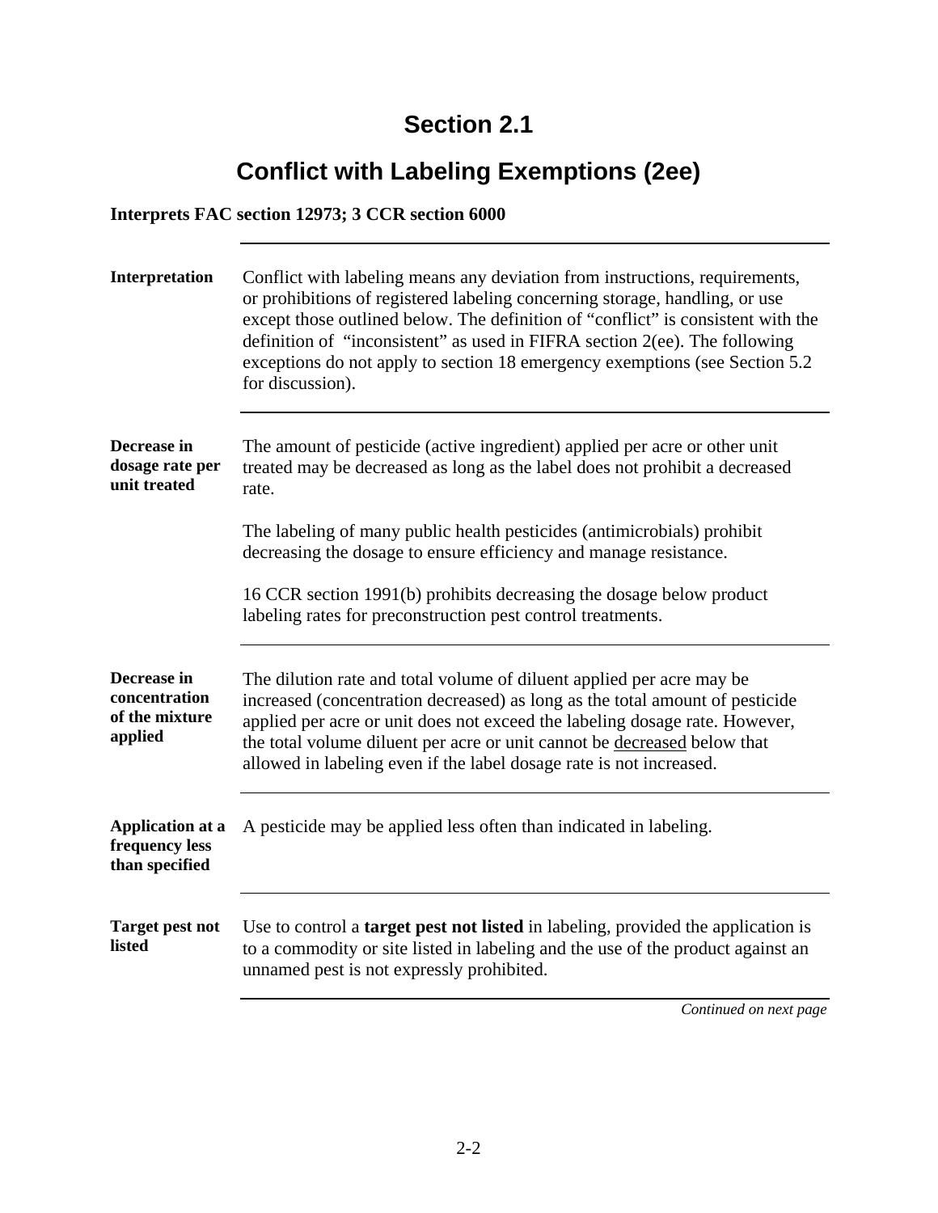# Section 2.1

## Conflict with Labeling Exemptions (2ee)

**Interprets FAC section 12973; 3 CCR section 6000**

---

**Interpretation**

Conflict with labeling means any deviation from instructions, requirements, or prohibitions of registered labeling concerning storage, handling, or use except those outlined below. The definition of "conflict" is consistent with the definition of "inconsistent" as used in FIFRA section 2(ee). The following exceptions do not apply to section 18 emergency exemptions (see Section 5.2 for discussion).

---

**Decrease in dosage rate per unit treated**

The amount of pesticide (active ingredient) applied per acre or other unit treated may be decreased as long as the label does not prohibit a decreased rate.

The labeling of many public health pesticides (antimicrobials) prohibit decreasing the dosage to ensure efficiency and manage resistance.

16 CCR section 1991(b) prohibits decreasing the dosage below product labeling rates for preconstruction pest control treatments.

---

**Decrease in concentration of the mixture applied**

The dilution rate and total volume of diluent applied per acre may be increased (concentration decreased) as long as the total amount of pesticide applied per acre or unit does not exceed the labeling dosage rate. However, the total volume diluent per acre or unit cannot be decreased below that allowed in labeling even if the label dosage rate is not increased.

---

**Application at a frequency less than specified**

A pesticide may be applied less often than indicated in labeling.

---

**Target pest not listed**

Use to control a **target pest not listed** in labeling, provided the application is to a commodity or site listed in labeling and the use of the product against an unnamed pest is not expressly prohibited.

*Continued on next page*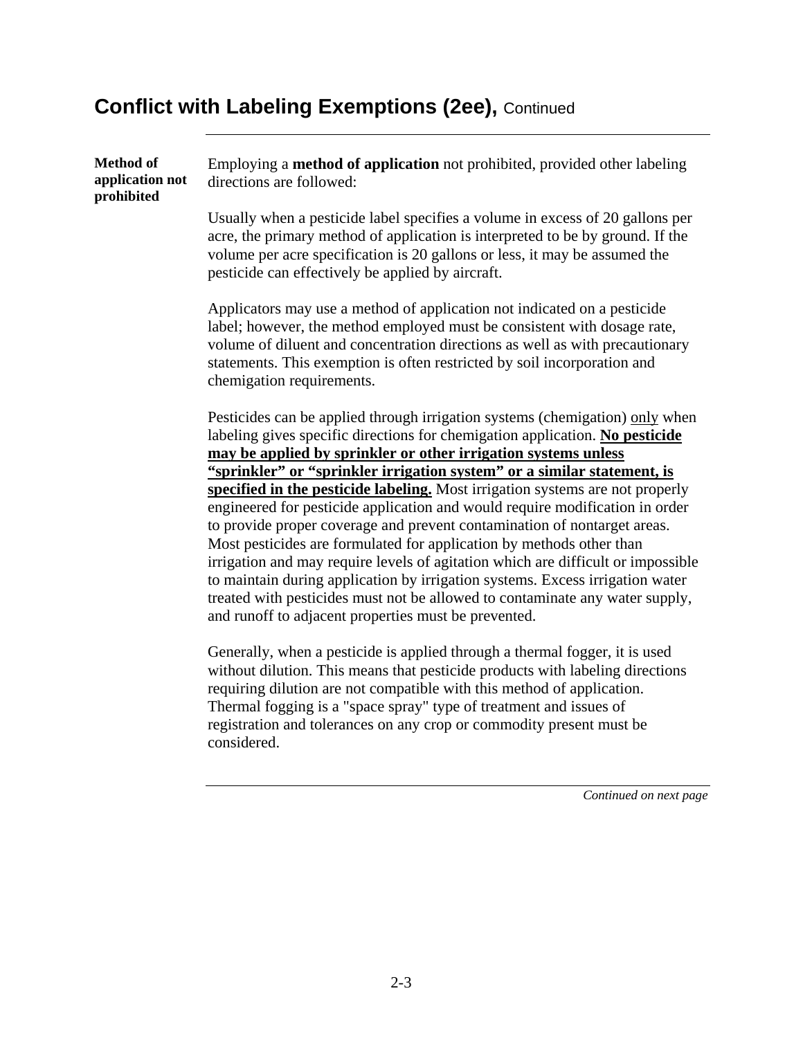# Conflict with Labeling Exemptions (2ee), Continued

**Method of application not prohibited**

Employing a **method of application** not prohibited, provided other labeling directions are followed:

Usually when a pesticide label specifies a volume in excess of 20 gallons per acre, the primary method of application is interpreted to be by ground. If the volume per acre specification is 20 gallons or less, it may be assumed the pesticide can effectively be applied by aircraft.

Applicators may use a method of application not indicated on a pesticide label; however, the method employed must be consistent with dosage rate, volume of diluent and concentration directions as well as with precautionary statements. This exemption is often restricted by soil incorporation and chemigation requirements.

Pesticides can be applied through irrigation systems (chemigation) only when labeling gives specific directions for chemigation application. **No pesticide may be applied by sprinkler or other irrigation systems unless "sprinkler" or "sprinkler irrigation system" or a similar statement, is specified in the pesticide labeling.** Most irrigation systems are not properly engineered for pesticide application and would require modification in order to provide proper coverage and prevent contamination of nontarget areas. Most pesticides are formulated for application by methods other than irrigation and may require levels of agitation which are difficult or impossible to maintain during application by irrigation systems. Excess irrigation water treated with pesticides must not be allowed to contaminate any water supply, and runoff to adjacent properties must be prevented.

Generally, when a pesticide is applied through a thermal fogger, it is used without dilution. This means that pesticide products with labeling directions requiring dilution are not compatible with this method of application. Thermal fogging is a "space spray" type of treatment and issues of registration and tolerances on any crop or commodity present must be considered.

*Continued on next page*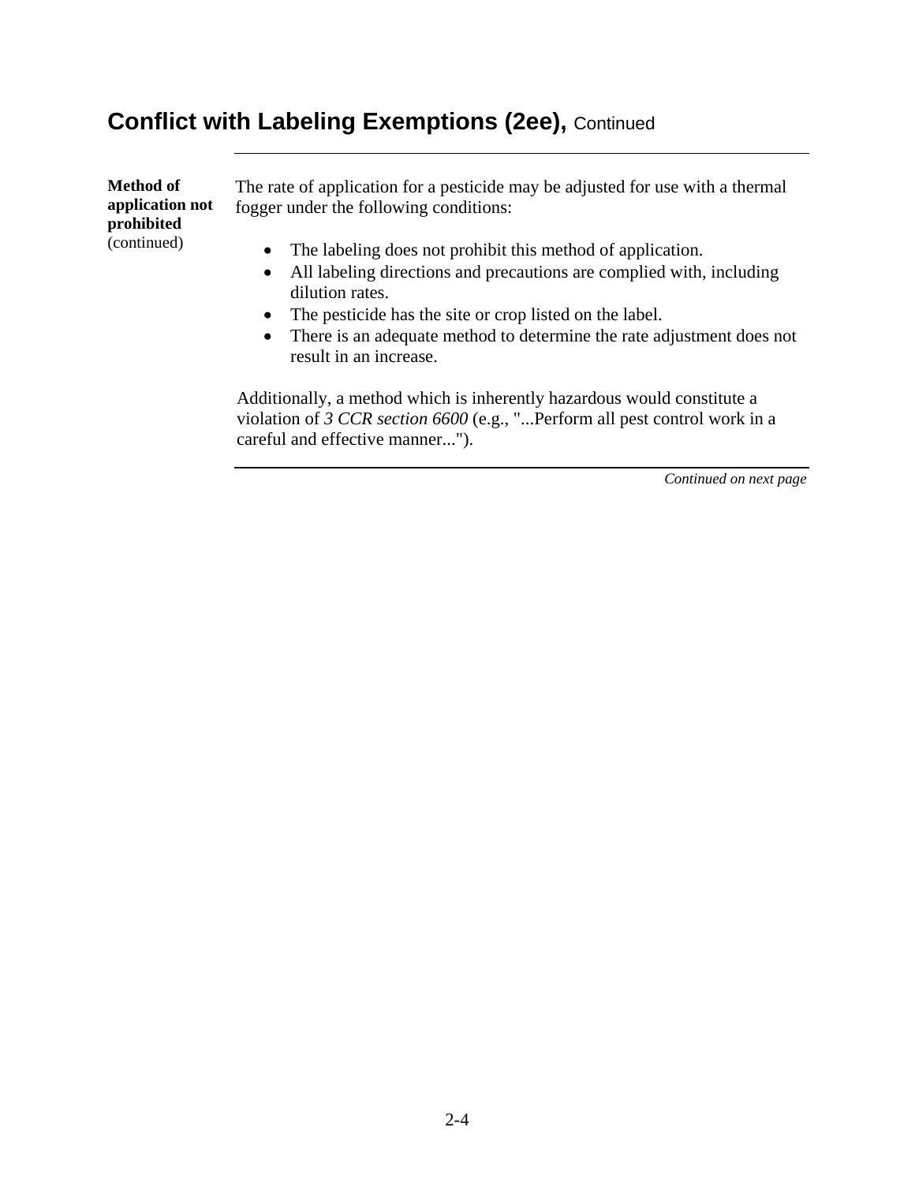## Conflict with Labeling Exemptions (2ee), Continued

**Method of application not prohibited** (continued)

The rate of application for a pesticide may be adjusted for use with a thermal fogger under the following conditions:

- The labeling does not prohibit this method of application.
- All labeling directions and precautions are complied with, including dilution rates.
- The pesticide has the site or crop listed on the label.
- There is an adequate method to determine the rate adjustment does not result in an increase.

Additionally, a method which is inherently hazardous would constitute a violation of *3 CCR section 6600* (e.g., "...Perform all pest control work in a careful and effective manner...").

*Continued on next page*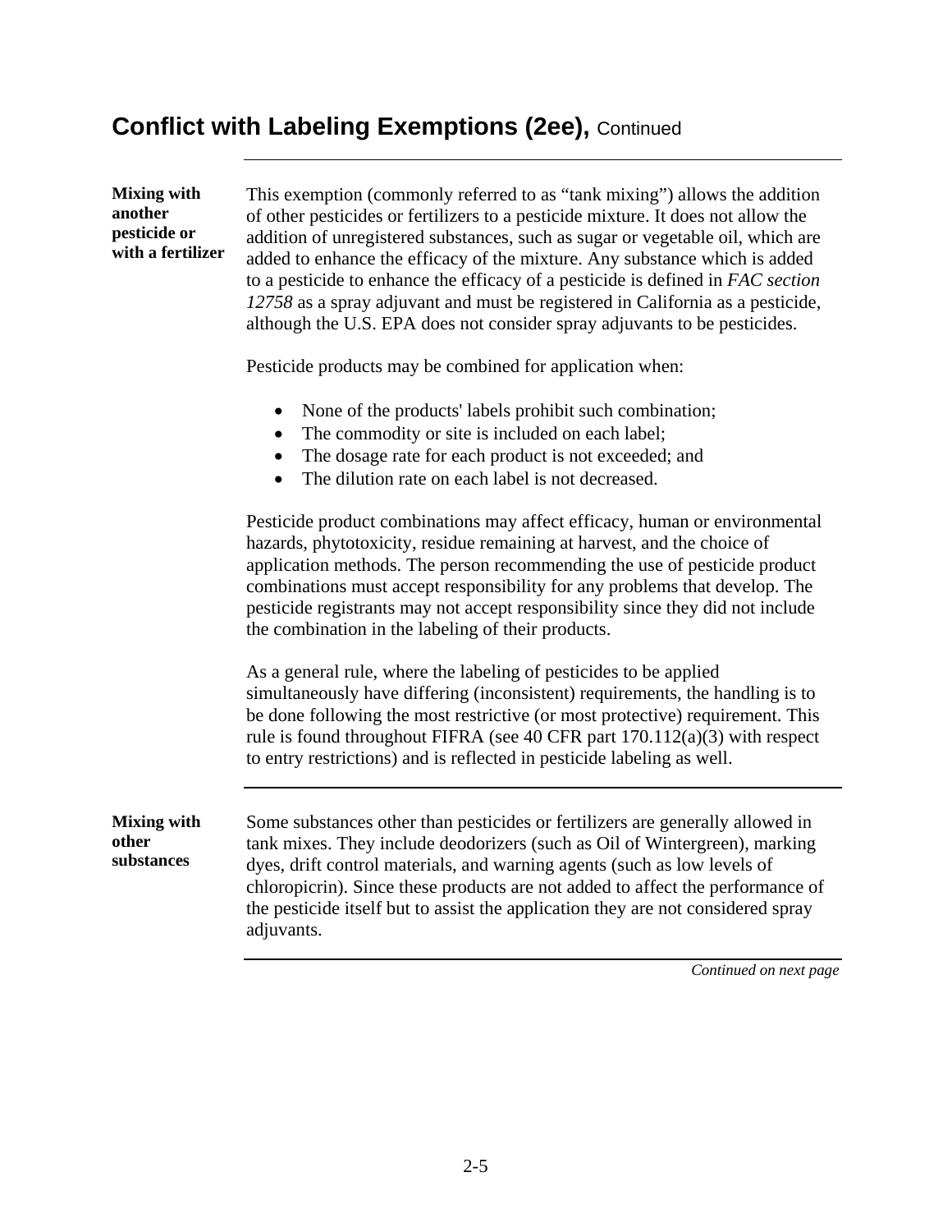## Conflict with Labeling Exemptions (2ee), Continued

**Mixing with another pesticide or with a fertilizer**

This exemption (commonly referred to as "tank mixing") allows the addition of other pesticides or fertilizers to a pesticide mixture. It does not allow the addition of unregistered substances, such as sugar or vegetable oil, which are added to enhance the efficacy of the mixture. Any substance which is added to a pesticide to enhance the efficacy of a pesticide is defined in *FAC section 12758* as a spray adjuvant and must be registered in California as a pesticide, although the U.S. EPA does not consider spray adjuvants to be pesticides.

Pesticide products may be combined for application when:

- None of the products' labels prohibit such combination;
- The commodity or site is included on each label;
- The dosage rate for each product is not exceeded; and
- The dilution rate on each label is not decreased.

Pesticide product combinations may affect efficacy, human or environmental hazards, phytotoxicity, residue remaining at harvest, and the choice of application methods. The person recommending the use of pesticide product combinations must accept responsibility for any problems that develop. The pesticide registrants may not accept responsibility since they did not include the combination in the labeling of their products.

As a general rule, where the labeling of pesticides to be applied simultaneously have differing (inconsistent) requirements, the handling is to be done following the most restrictive (or most protective) requirement. This rule is found throughout FIFRA (see 40 CFR part 170.112(a)(3) with respect to entry restrictions) and is reflected in pesticide labeling as well.

**Mixing with other substances**

Some substances other than pesticides or fertilizers are generally allowed in tank mixes. They include deodorizers (such as Oil of Wintergreen), marking dyes, drift control materials, and warning agents (such as low levels of chloropicrin). Since these products are not added to affect the performance of the pesticide itself but to assist the application they are not considered spray adjuvants.

*Continued on next page*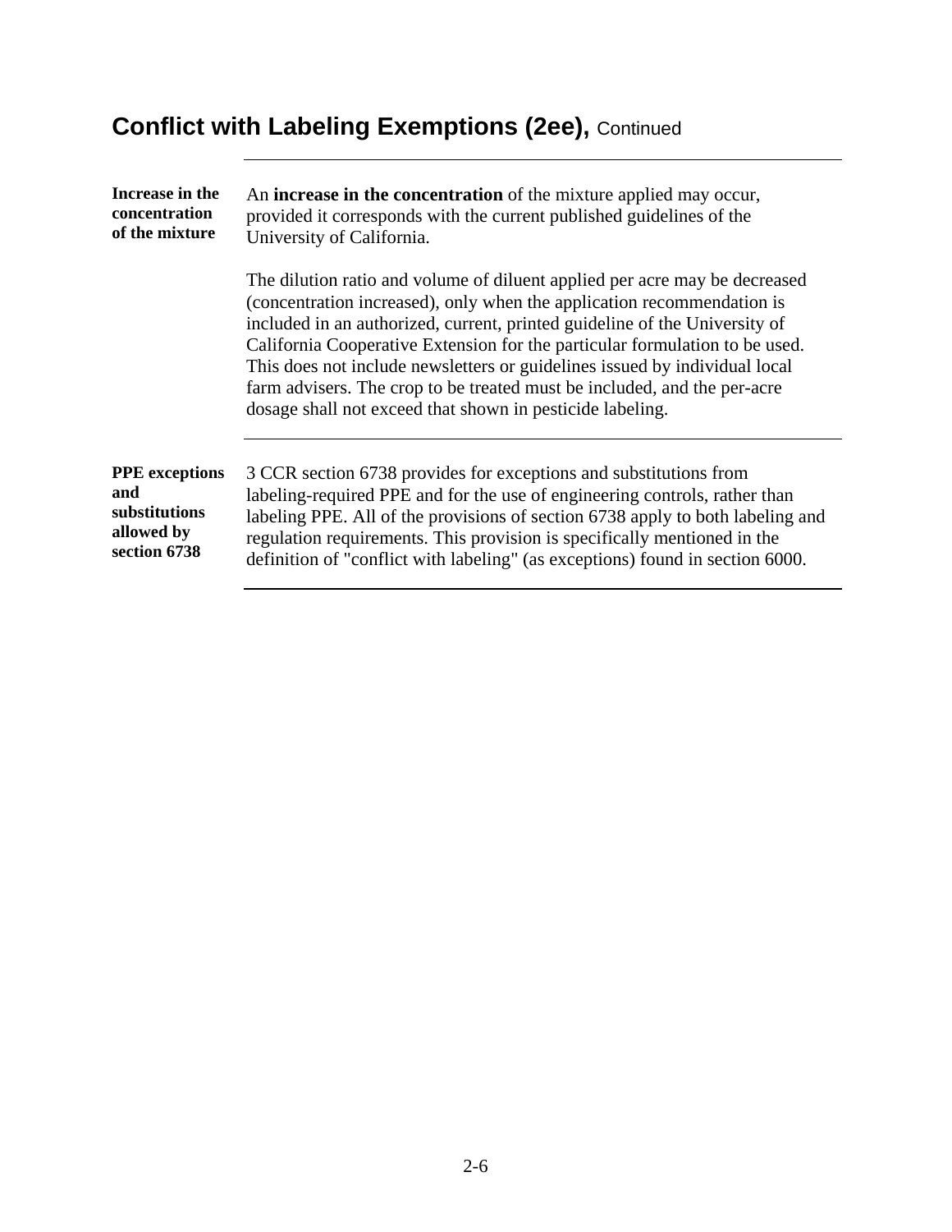# Conflict with Labeling Exemptions (2ee), Continued

**Increase in the concentration of the mixture**

An **increase in the concentration** of the mixture applied may occur, provided it corresponds with the current published guidelines of the University of California.

The dilution ratio and volume of diluent applied per acre may be decreased (concentration increased), only when the application recommendation is included in an authorized, current, printed guideline of the University of California Cooperative Extension for the particular formulation to be used. This does not include newsletters or guidelines issued by individual local farm advisers. The crop to be treated must be included, and the per-acre dosage shall not exceed that shown in pesticide labeling.

**PPE exceptions and substitutions allowed by section 6738**

3 CCR section 6738 provides for exceptions and substitutions from labeling-required PPE and for the use of engineering controls, rather than labeling PPE. All of the provisions of section 6738 apply to both labeling and regulation requirements. This provision is specifically mentioned in the definition of "conflict with labeling" (as exceptions) found in section 6000.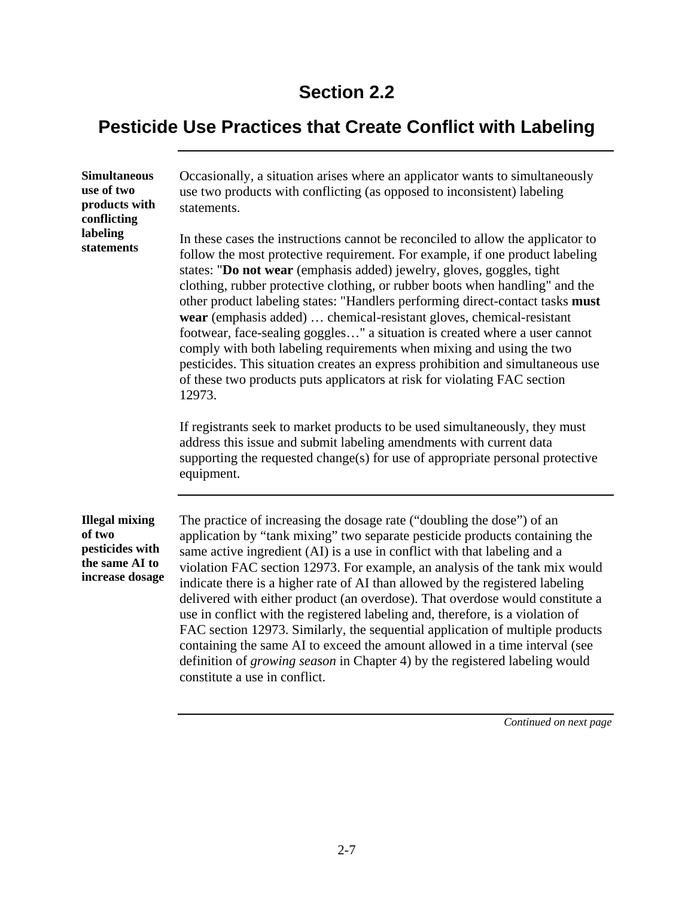# Section 2.2

## Pesticide Use Practices that Create Conflict with Labeling

**Simultaneous use of two products with conflicting labeling statements**

Occasionally, a situation arises where an applicator wants to simultaneously use two products with conflicting (as opposed to inconsistent) labeling statements.

In these cases the instructions cannot be reconciled to allow the applicator to follow the most protective requirement. For example, if one product labeling states: "**Do not wear** (emphasis added) jewelry, gloves, goggles, tight clothing, rubber protective clothing, or rubber boots when handling" and the other product labeling states: "Handlers performing direct-contact tasks **must wear** (emphasis added) … chemical-resistant gloves, chemical-resistant footwear, face-sealing goggles…" a situation is created where a user cannot comply with both labeling requirements when mixing and using the two pesticides. This situation creates an express prohibition and simultaneous use of these two products puts applicators at risk for violating FAC section 12973.

If registrants seek to market products to be used simultaneously, they must address this issue and submit labeling amendments with current data supporting the requested change(s) for use of appropriate personal protective equipment.

**Illegal mixing of two pesticides with the same AI to increase dosage**

The practice of increasing the dosage rate ("doubling the dose") of an application by "tank mixing" two separate pesticide products containing the same active ingredient (AI) is a use in conflict with that labeling and a violation FAC section 12973. For example, an analysis of the tank mix would indicate there is a higher rate of AI than allowed by the registered labeling delivered with either product (an overdose). That overdose would constitute a use in conflict with the registered labeling and, therefore, is a violation of FAC section 12973. Similarly, the sequential application of multiple products containing the same AI to exceed the amount allowed in a time interval (see definition of *growing season* in Chapter 4) by the registered labeling would constitute a use in conflict.

*Continued on next page*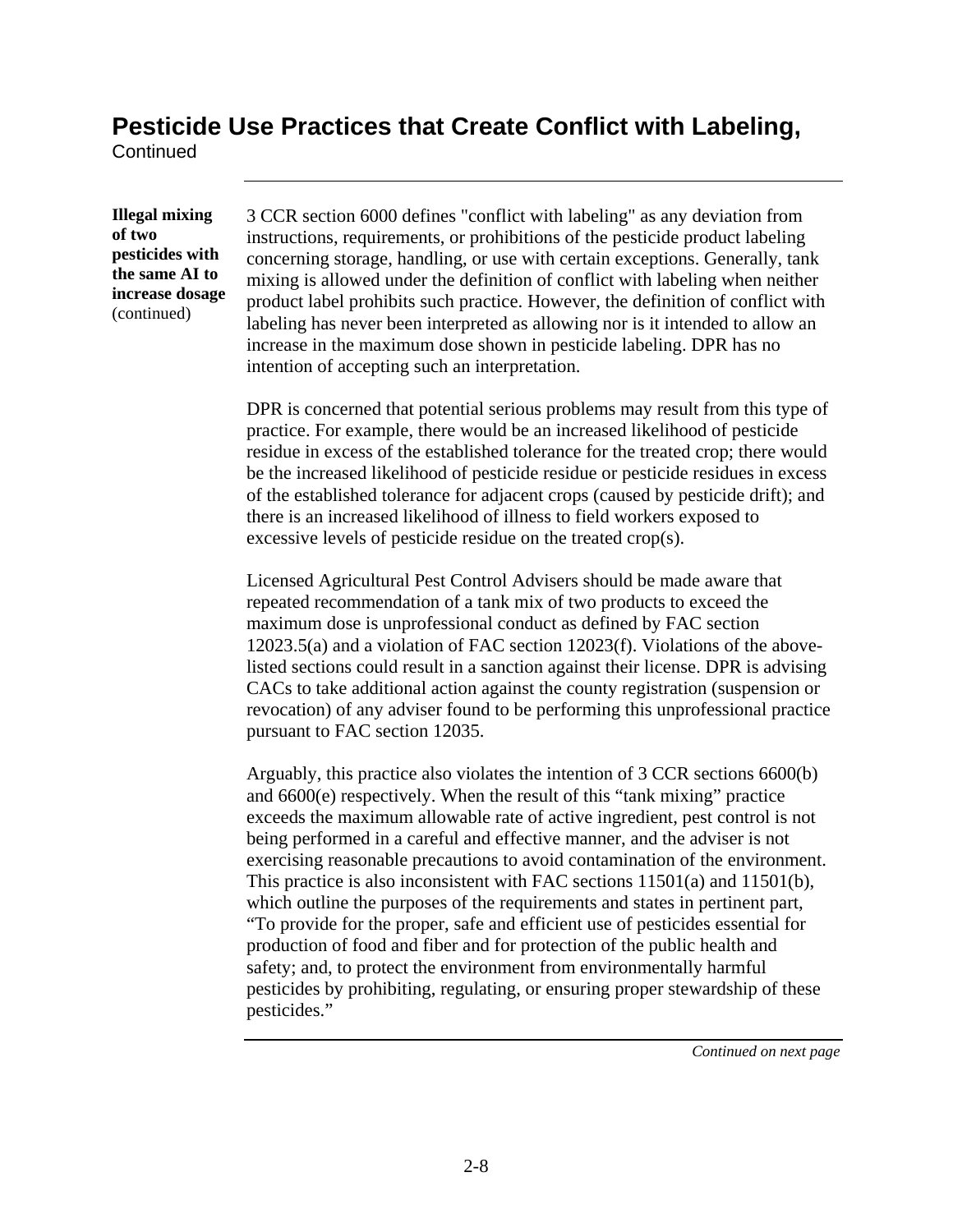# Pesticide Use Practices that Create Conflict with Labeling,

Continued

**Illegal mixing of two pesticides with the same AI to increase dosage** (continued)

3 CCR section 6000 defines "conflict with labeling" as any deviation from instructions, requirements, or prohibitions of the pesticide product labeling concerning storage, handling, or use with certain exceptions. Generally, tank mixing is allowed under the definition of conflict with labeling when neither product label prohibits such practice. However, the definition of conflict with labeling has never been interpreted as allowing nor is it intended to allow an increase in the maximum dose shown in pesticide labeling. DPR has no intention of accepting such an interpretation.

DPR is concerned that potential serious problems may result from this type of practice. For example, there would be an increased likelihood of pesticide residue in excess of the established tolerance for the treated crop; there would be the increased likelihood of pesticide residue or pesticide residues in excess of the established tolerance for adjacent crops (caused by pesticide drift); and there is an increased likelihood of illness to field workers exposed to excessive levels of pesticide residue on the treated crop(s).

Licensed Agricultural Pest Control Advisers should be made aware that repeated recommendation of a tank mix of two products to exceed the maximum dose is unprofessional conduct as defined by FAC section 12023.5(a) and a violation of FAC section 12023(f). Violations of the above-listed sections could result in a sanction against their license. DPR is advising CACs to take additional action against the county registration (suspension or revocation) of any adviser found to be performing this unprofessional practice pursuant to FAC section 12035.

Arguably, this practice also violates the intention of 3 CCR sections 6600(b) and 6600(e) respectively. When the result of this "tank mixing" practice exceeds the maximum allowable rate of active ingredient, pest control is not being performed in a careful and effective manner, and the adviser is not exercising reasonable precautions to avoid contamination of the environment. This practice is also inconsistent with FAC sections 11501(a) and 11501(b), which outline the purposes of the requirements and states in pertinent part, "To provide for the proper, safe and efficient use of pesticides essential for production of food and fiber and for protection of the public health and safety; and, to protect the environment from environmentally harmful pesticides by prohibiting, regulating, or ensuring proper stewardship of these pesticides."

*Continued on next page*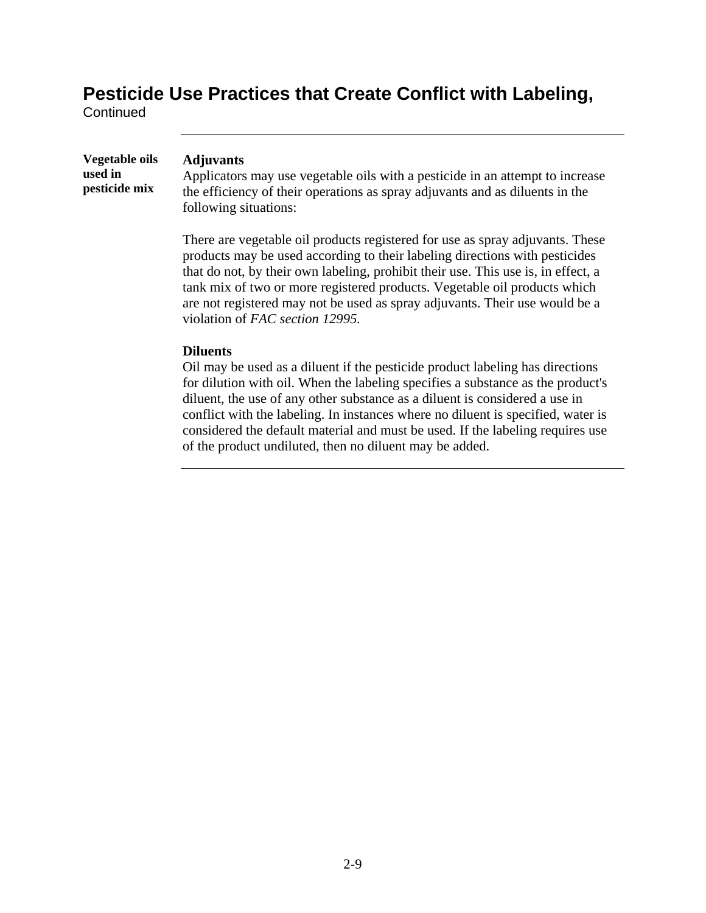# Pesticide Use Practices that Create Conflict with Labeling,

Continued

---

**Vegetable oils used in pesticide mix**

**Adjuvants**

Applicators may use vegetable oils with a pesticide in an attempt to increase the efficiency of their operations as spray adjuvants and as diluents in the following situations:

There are vegetable oil products registered for use as spray adjuvants. These products may be used according to their labeling directions with pesticides that do not, by their own labeling, prohibit their use. This use is, in effect, a tank mix of two or more registered products. Vegetable oil products which are not registered may not be used as spray adjuvants. Their use would be a violation of *FAC section 12995*.

**Diluents**

Oil may be used as a diluent if the pesticide product labeling has directions for dilution with oil. When the labeling specifies a substance as the product's diluent, the use of any other substance as a diluent is considered a use in conflict with the labeling. In instances where no diluent is specified, water is considered the default material and must be used. If the labeling requires use of the product undiluted, then no diluent may be added.

---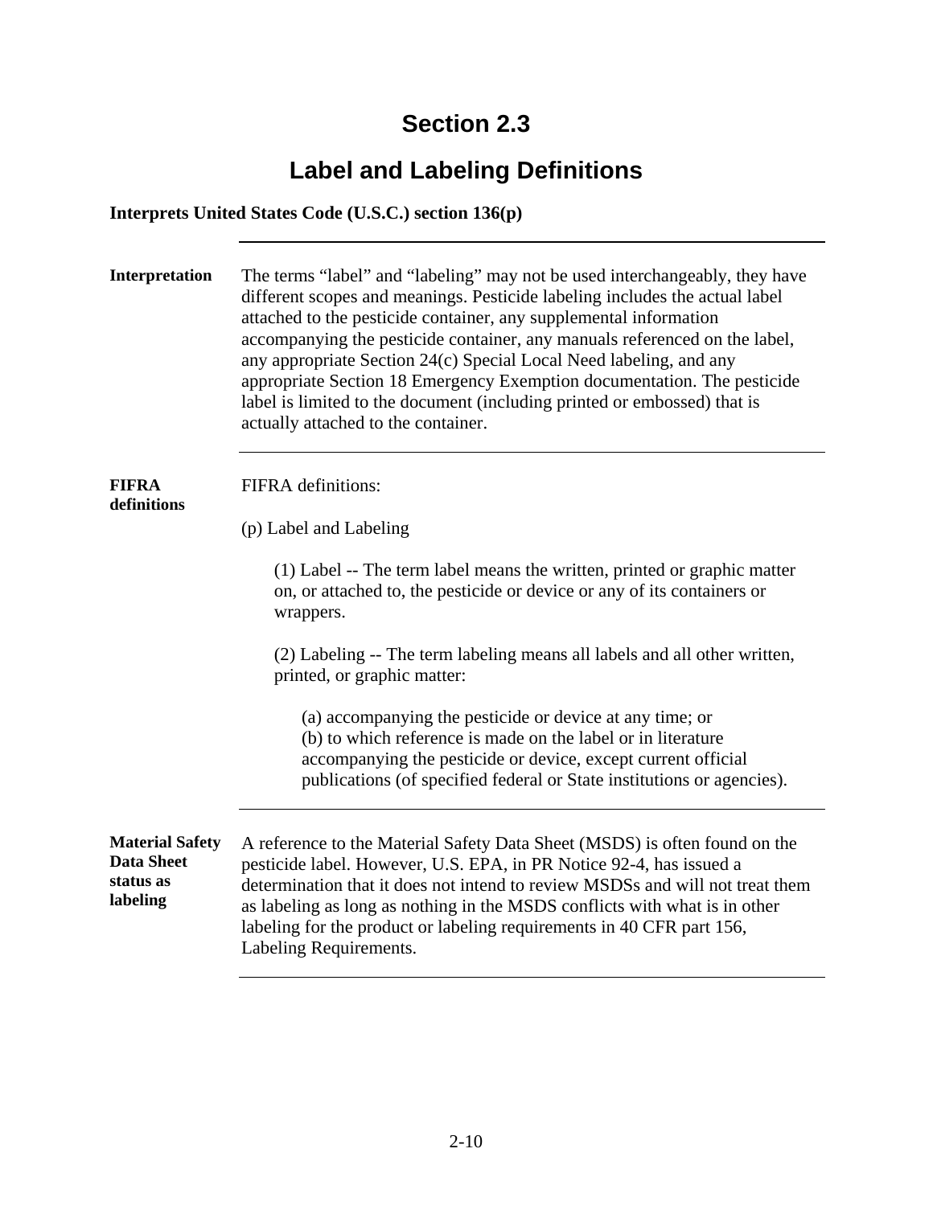# Section 2.3

## Label and Labeling Definitions

**Interprets United States Code (U.S.C.) section 136(p)**

---

**Interpretation**

The terms “label” and “labeling” may not be used interchangeably, they have different scopes and meanings. Pesticide labeling includes the actual label attached to the pesticide container, any supplemental information accompanying the pesticide container, any manuals referenced on the label, any appropriate Section 24(c) Special Local Need labeling, and any appropriate Section 18 Emergency Exemption documentation. The pesticide label is limited to the document (including printed or embossed) that is actually attached to the container.

---

**FIFRA definitions**

FIFRA definitions:

(p) Label and Labeling

> (1) Label -- The term label means the written, printed or graphic matter on, or attached to, the pesticide or device or any of its containers or wrappers.
>
> (2) Labeling -- The term labeling means all labels and all other written, printed, or graphic matter:
>
> > (a) accompanying the pesticide or device at any time; or
> > (b) to which reference is made on the label or in literature accompanying the pesticide or device, except current official publications (of specified federal or State institutions or agencies).

---

**Material Safety Data Sheet status as labeling**

A reference to the Material Safety Data Sheet (MSDS) is often found on the pesticide label. However, U.S. EPA, in PR Notice 92-4, has issued a determination that it does not intend to review MSDSs and will not treat them as labeling as long as nothing in the MSDS conflicts with what is in other labeling for the product or labeling requirements in 40 CFR part 156, Labeling Requirements.

---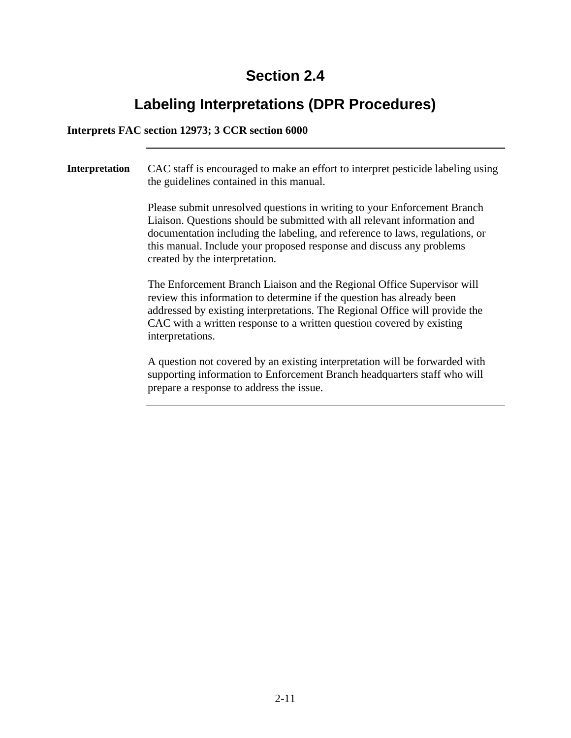# Section 2.4

## Labeling Interpretations (DPR Procedures)

**Interprets FAC section 12973; 3 CCR section 6000**

---

**Interpretation**

CAC staff is encouraged to make an effort to interpret pesticide labeling using the guidelines contained in this manual.

Please submit unresolved questions in writing to your Enforcement Branch Liaison. Questions should be submitted with all relevant information and documentation including the labeling, and reference to laws, regulations, or this manual. Include your proposed response and discuss any problems created by the interpretation.

The Enforcement Branch Liaison and the Regional Office Supervisor will review this information to determine if the question has already been addressed by existing interpretations. The Regional Office will provide the CAC with a written response to a written question covered by existing interpretations.

A question not covered by an existing interpretation will be forwarded with supporting information to Enforcement Branch headquarters staff who will prepare a response to address the issue.

---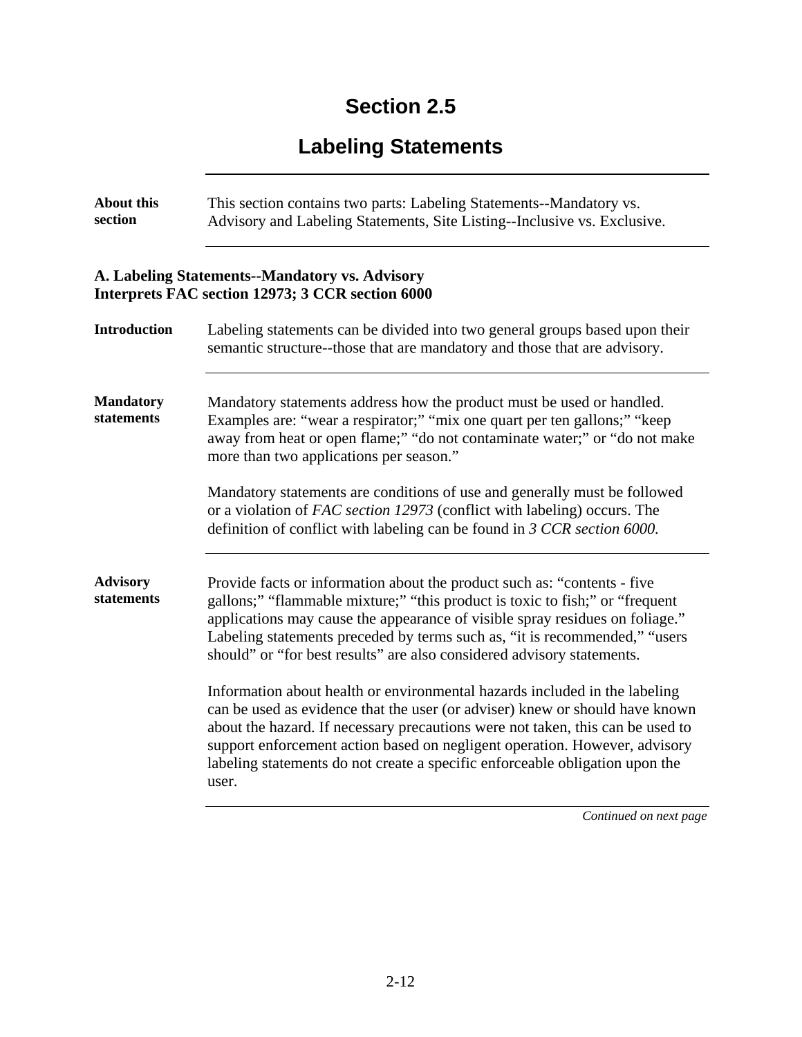# Section 2.5

# Labeling Statements

**About this section**

This section contains two parts: Labeling Statements--Mandatory vs. Advisory and Labeling Statements, Site Listing--Inclusive vs. Exclusive.

---

## A. Labeling Statements--Mandatory vs. Advisory
**Interprets FAC section 12973; 3 CCR section 6000**

**Introduction**

Labeling statements can be divided into two general groups based upon their semantic structure--those that are mandatory and those that are advisory.

---

**Mandatory statements**

Mandatory statements address how the product must be used or handled. Examples are: "wear a respirator;" "mix one quart per ten gallons;" "keep away from heat or open flame;" "do not contaminate water;" or "do not make more than two applications per season."

Mandatory statements are conditions of use and generally must be followed or a violation of *FAC section 12973* (conflict with labeling) occurs. The definition of conflict with labeling can be found in *3 CCR section 6000.*

---

**Advisory statements**

Provide facts or information about the product such as: "contents - five gallons;" "flammable mixture;" "this product is toxic to fish;" or "frequent applications may cause the appearance of visible spray residues on foliage." Labeling statements preceded by terms such as, "it is recommended," "users should" or "for best results" are also considered advisory statements.

Information about health or environmental hazards included in the labeling can be used as evidence that the user (or adviser) knew or should have known about the hazard. If necessary precautions were not taken, this can be used to support enforcement action based on negligent operation. However, advisory labeling statements do not create a specific enforceable obligation upon the user.

---

*Continued on next page*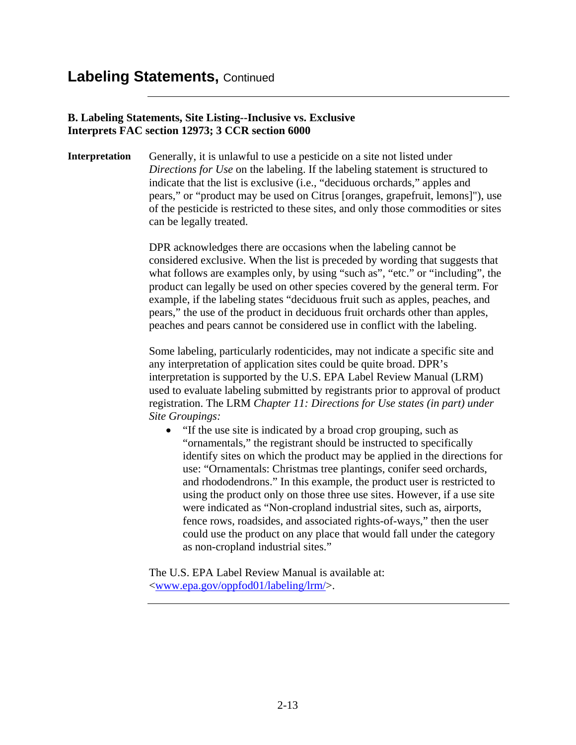# Labeling Statements, Continued

**B. Labeling Statements, Site Listing--Inclusive vs. Exclusive**
**Interprets FAC section 12973; 3 CCR section 6000**

**Interpretation**

Generally, it is unlawful to use a pesticide on a site not listed under *Directions for Use* on the labeling. If the labeling statement is structured to indicate that the list is exclusive (i.e., "deciduous orchards," apples and pears," or "product may be used on Citrus [oranges, grapefruit, lemons]"), use of the pesticide is restricted to these sites, and only those commodities or sites can be legally treated.

DPR acknowledges there are occasions when the labeling cannot be considered exclusive. When the list is preceded by wording that suggests that what follows are examples only, by using "such as", "etc." or "including", the product can legally be used on other species covered by the general term. For example, if the labeling states "deciduous fruit such as apples, peaches, and pears," the use of the product in deciduous fruit orchards other than apples, peaches and pears cannot be considered use in conflict with the labeling.

Some labeling, particularly rodenticides, may not indicate a specific site and any interpretation of application sites could be quite broad. DPR's interpretation is supported by the U.S. EPA Label Review Manual (LRM) used to evaluate labeling submitted by registrants prior to approval of product registration. The LRM *Chapter 11: Directions for Use states (in part) under Site Groupings:*

- "If the use site is indicated by a broad crop grouping, such as "ornamentals," the registrant should be instructed to specifically identify sites on which the product may be applied in the directions for use: "Ornamentals: Christmas tree plantings, conifer seed orchards, and rhododendrons." In this example, the product user is restricted to using the product only on those three use sites. However, if a use site were indicated as "Non-cropland industrial sites, such as, airports, fence rows, roadsides, and associated rights-of-ways," then the user could use the product on any place that would fall under the category as non-cropland industrial sites."

The U.S. EPA Label Review Manual is available at: <www.epa.gov/oppfod01/labeling/lrm/>.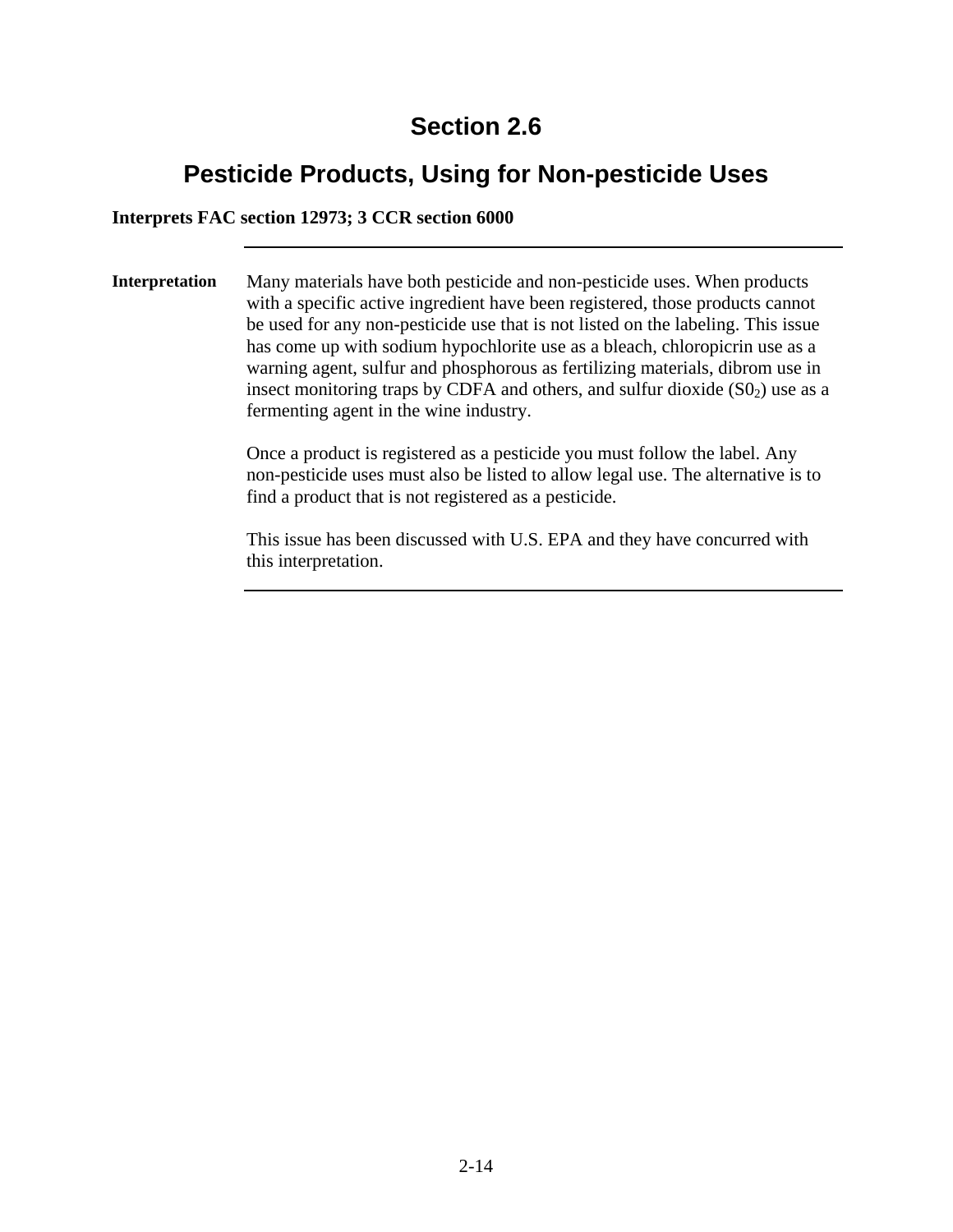# Section 2.6

## Pesticide Products, Using for Non-pesticide Uses

**Interprets FAC section 12973; 3 CCR section 6000**

---

**Interpretation**

Many materials have both pesticide and non-pesticide uses. When products with a specific active ingredient have been registered, those products cannot be used for any non-pesticide use that is not listed on the labeling. This issue has come up with sodium hypochlorite use as a bleach, chloropicrin use as a warning agent, sulfur and phosphorous as fertilizing materials, dibrom use in insect monitoring traps by CDFA and others, and sulfur dioxide ($S0_2$) use as a fermenting agent in the wine industry.

Once a product is registered as a pesticide you must follow the label. Any non-pesticide uses must also be listed to allow legal use. The alternative is to find a product that is not registered as a pesticide.

This issue has been discussed with U.S. EPA and they have concurred with this interpretation.

---